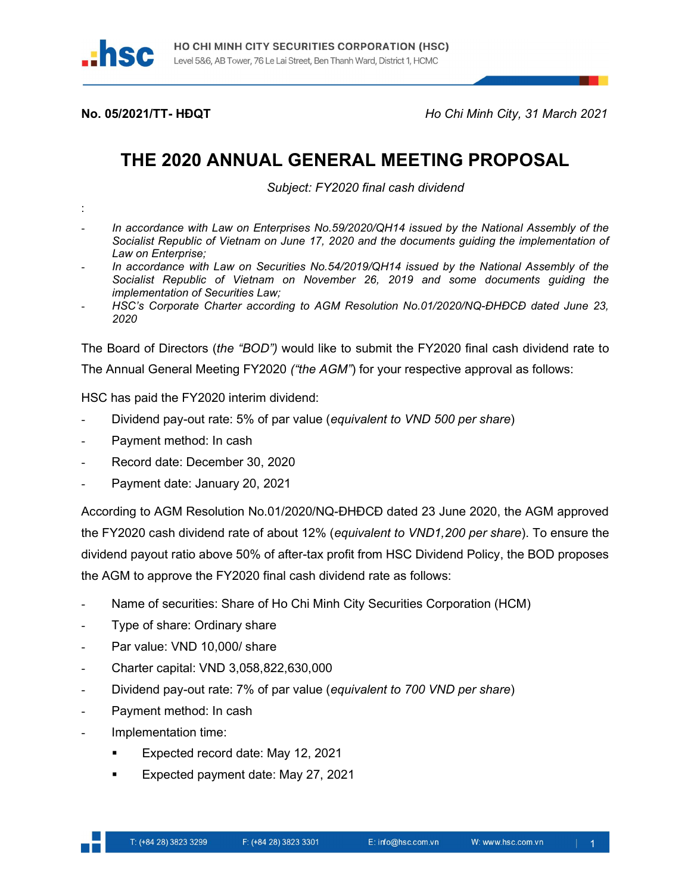No. 05/2021/TT- HĐQT

*Ho Chi Minh City, 31 March 2021*

# THE 2020 ANNUAL GENERAL MEETING PROPOSAL

*Subject: FY2020 final cash dividend*

:

- *In accordance with Law on Enterprises No.59/2020/QH14 issued by the National Assembly of the Socialist Republic of Vietnam on June 17, 2020 and the documents guiding the implementation of Law on Enterprise;*
- *In accordance with Law on Securities No.54/2019/QH14 issued by the National Assembly of the Socialist Republic of Vietnam on November 26, 2019 and some documents guiding the implementation of Securities Law;*
- *HSC's Corporate Charter according to AGM Resolution No.01/2020/NQ-ĐHĐCĐ dated June 23, 2020*

The Board of Directors (*the "BOD")* would like to submit the FY2020 final cash dividend rate to The Annual General Meeting FY2020 *("the AGM"*) for your respective approval as follows:

HSC has paid the FY2020 interim dividend:

- Dividend pay-out rate: 5% of par value (*equivalent to VND 500 per share*)
- Payment method: In cash
- Record date: December 30, 2020
- Payment date: January 20, 2021

According to AGM Resolution No.01/2020/NQ-ĐHĐCĐ dated 23 June 2020, the AGM approved the FY2020 cash dividend rate of about 12% (*equivalent to VND1,200 per share*). To ensure the dividend payout ratio above 50% of after-tax profit from HSC Dividend Policy, the BOD proposes the AGM to approve the FY2020 final cash dividend rate as follows:

- Name of securities: Share of Ho Chi Minh City Securities Corporation (HCM)
- Type of share: Ordinary share
- Par value: VND 10,000/ share
- Charter capital: VND 3,058,822,630,000
- Dividend pay-out rate: 7% of par value (*equivalent to 700 VND per share*)
- Payment method: In cash
- Implementation time:
  - Expected record date: May 12, 2021
  - Expected payment date: May 27, 2021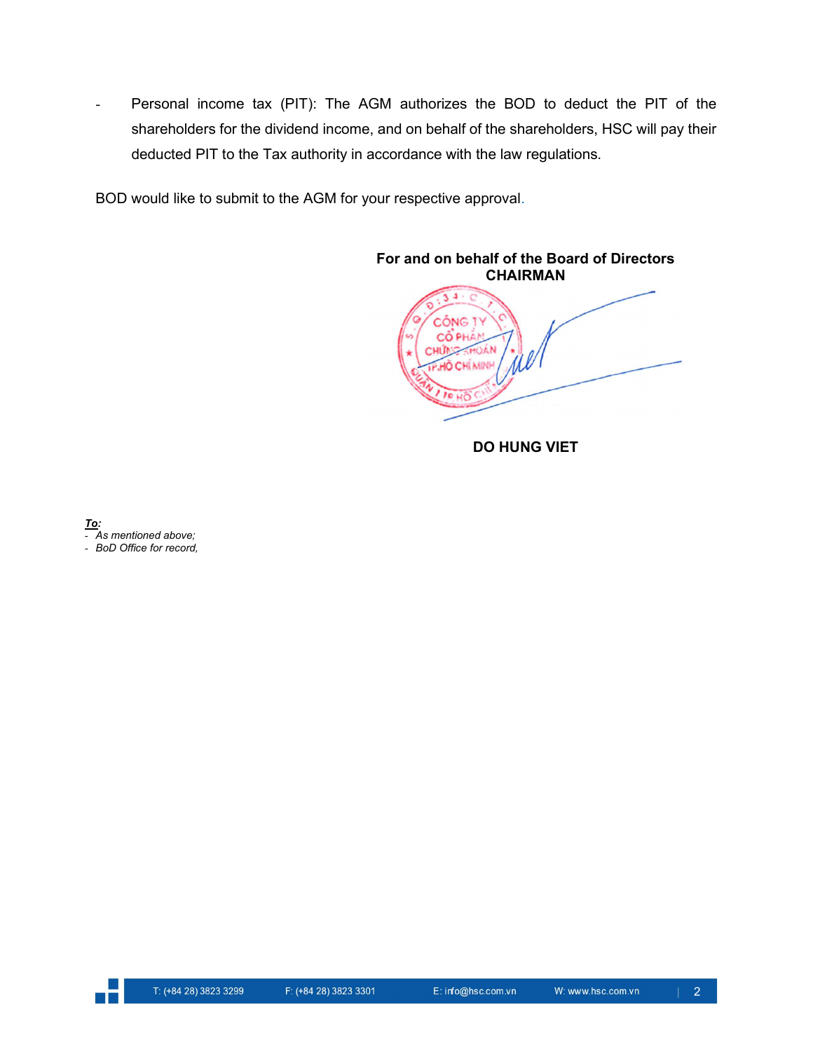- Personal income tax (PIT): The AGM authorizes the BOD to deduct the PIT of the shareholders for the dividend income, and on behalf of the shareholders, HSC will pay their deducted PIT to the Tax authority in accordance with the law regulations.

BOD would like to submit to the AGM for your respective approval.

**For and on behalf of the Board of Directors**
**CHAIRMAN**

**DO HUNG VIET**

***To:***
- *As mentioned above;*
- *BoD Office for record,*